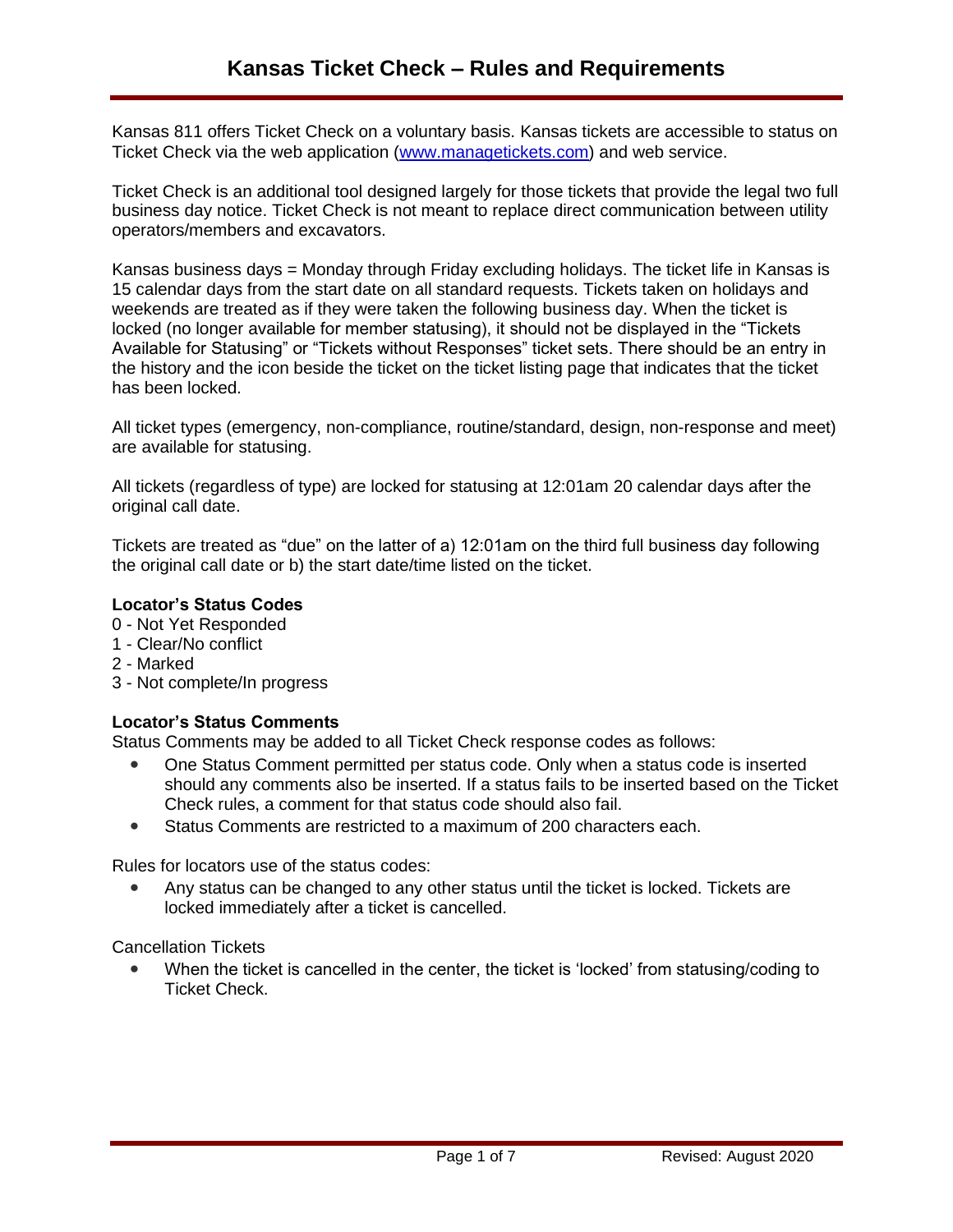# Kansas Ticket Check – Rules and Requirements

Kansas 811 offers Ticket Check on a voluntary basis. Kansas tickets are accessible to status on Ticket Check via the web application (www.managetickets.com) and web service.

Ticket Check is an additional tool designed largely for those tickets that provide the legal two full business day notice. Ticket Check is not meant to replace direct communication between utility operators/members and excavators.

Kansas business days = Monday through Friday excluding holidays. The ticket life in Kansas is 15 calendar days from the start date on all standard requests. Tickets taken on holidays and weekends are treated as if they were taken the following business day. When the ticket is locked (no longer available for member statusing), it should not be displayed in the "Tickets Available for Statusing" or "Tickets without Responses" ticket sets. There should be an entry in the history and the icon beside the ticket on the ticket listing page that indicates that the ticket has been locked.

All ticket types (emergency, non-compliance, routine/standard, design, non-response and meet) are available for statusing.

All tickets (regardless of type) are locked for statusing at 12:01am 20 calendar days after the original call date.

Tickets are treated as "due" on the latter of a) 12:01am on the third full business day following the original call date or b) the start date/time listed on the ticket.

**Locator's Status Codes**

0 - Not Yet Responded
1 - Clear/No conflict
2 - Marked
3 - Not complete/In progress

**Locator's Status Comments**

Status Comments may be added to all Ticket Check response codes as follows:

- One Status Comment permitted per status code. Only when a status code is inserted should any comments also be inserted. If a status fails to be inserted based on the Ticket Check rules, a comment for that status code should also fail.
- Status Comments are restricted to a maximum of 200 characters each.

Rules for locators use of the status codes:

- Any status can be changed to any other status until the ticket is locked. Tickets are locked immediately after a ticket is cancelled.

Cancellation Tickets

- When the ticket is cancelled in the center, the ticket is 'locked' from statusing/coding to Ticket Check.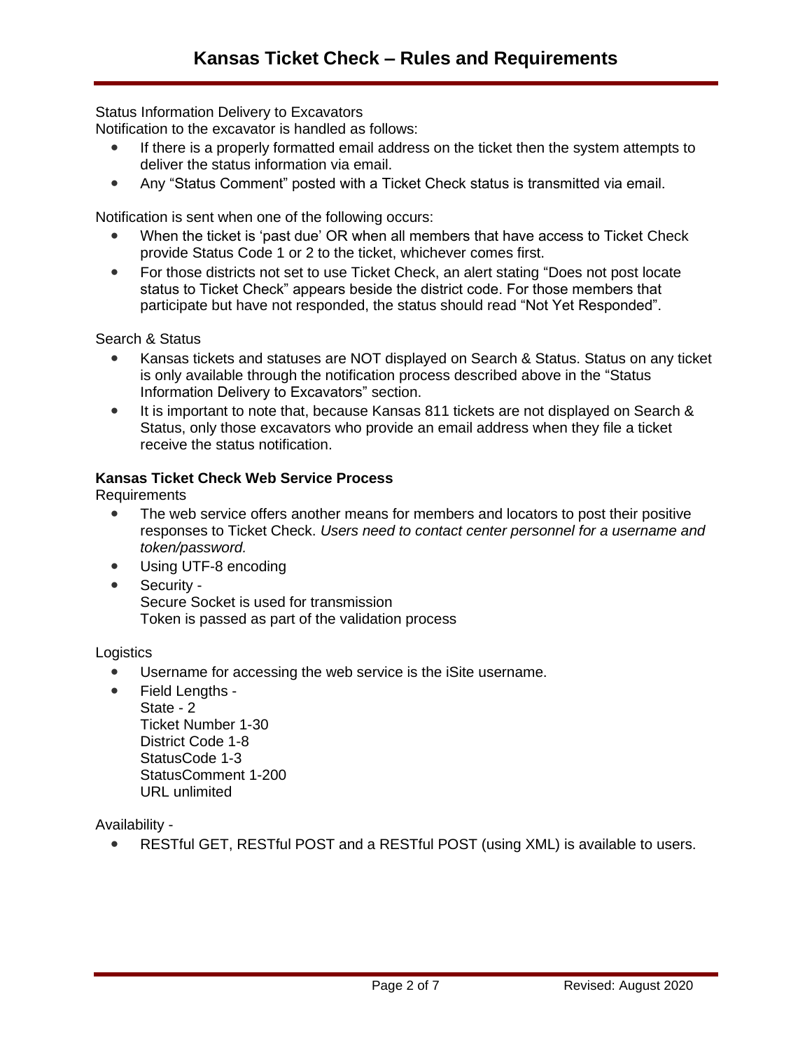Status Information Delivery to Excavators

Notification to the excavator is handled as follows:

- If there is a properly formatted email address on the ticket then the system attempts to deliver the status information via email.
- Any "Status Comment" posted with a Ticket Check status is transmitted via email.

Notification is sent when one of the following occurs:

- When the ticket is 'past due' OR when all members that have access to Ticket Check provide Status Code 1 or 2 to the ticket, whichever comes first.
- For those districts not set to use Ticket Check, an alert stating "Does not post locate status to Ticket Check" appears beside the district code. For those members that participate but have not responded, the status should read "Not Yet Responded".

Search & Status

- Kansas tickets and statuses are NOT displayed on Search & Status. Status on any ticket is only available through the notification process described above in the "Status Information Delivery to Excavators" section.
- It is important to note that, because Kansas 811 tickets are not displayed on Search & Status, only those excavators who provide an email address when they file a ticket receive the status notification.

**Kansas Ticket Check Web Service Process**

Requirements

- The web service offers another means for members and locators to post their positive responses to Ticket Check. *Users need to contact center personnel for a username and token/password.*
- Using UTF-8 encoding
- Security -
  Secure Socket is used for transmission
  Token is passed as part of the validation process

Logistics

- Username for accessing the web service is the iSite username.
- Field Lengths -
  State - 2
  Ticket Number 1-30
  District Code 1-8
  StatusCode 1-3
  StatusComment 1-200
  URL unlimited

Availability -

- RESTful GET, RESTful POST and a RESTful POST (using XML) is available to users.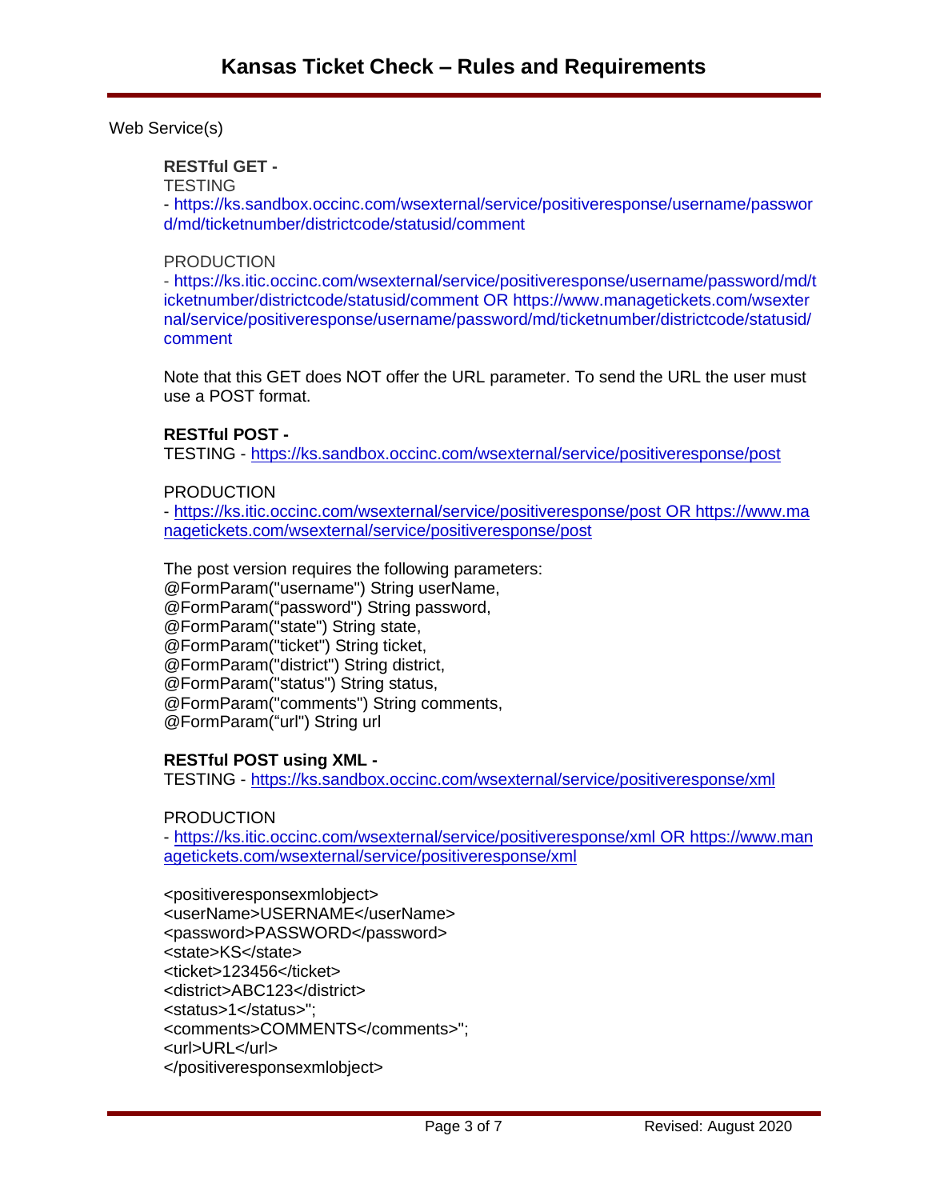Web Service(s)

**RESTful GET -**

TESTING

- https://ks.sandbox.occinc.com/wsexternal/service/positiveresponse/username/password/md/ticketnumber/districtcode/statusid/comment

PRODUCTION

- https://ks.itic.occinc.com/wsexternal/service/positiveresponse/username/password/md/ticketnumber/districtcode/statusid/comment OR https://www.managetickets.com/wsexternal/service/positiveresponse/username/password/md/ticketnumber/districtcode/statusid/comment

Note that this GET does NOT offer the URL parameter. To send the URL the user must use a POST format.

**RESTful POST -**

TESTING - https://ks.sandbox.occinc.com/wsexternal/service/positiveresponse/post

PRODUCTION

- https://ks.itic.occinc.com/wsexternal/service/positiveresponse/post OR https://www.managetickets.com/wsexternal/service/positiveresponse/post

The post version requires the following parameters:

```
@FormParam("username") String userName,
@FormParam("password") String password,
@FormParam("state") String state,
@FormParam("ticket") String ticket,
@FormParam("district") String district,
@FormParam("status") String status,
@FormParam("comments") String comments,
@FormParam("url") String url
```

**RESTful POST using XML -**

TESTING - https://ks.sandbox.occinc.com/wsexternal/service/positiveresponse/xml

PRODUCTION

- https://ks.itic.occinc.com/wsexternal/service/positiveresponse/xml OR https://www.managetickets.com/wsexternal/service/positiveresponse/xml

```
<positiveresponsexmlobject>
<userName>USERNAME</userName>
<password>PASSWORD</password>
<state>KS</state>
<ticket>123456</ticket>
<district>ABC123</district>
<status>1</status>";
<comments>COMMENTS</comments>";
<url>URL</url>
</positiveresponsexmlobject>
```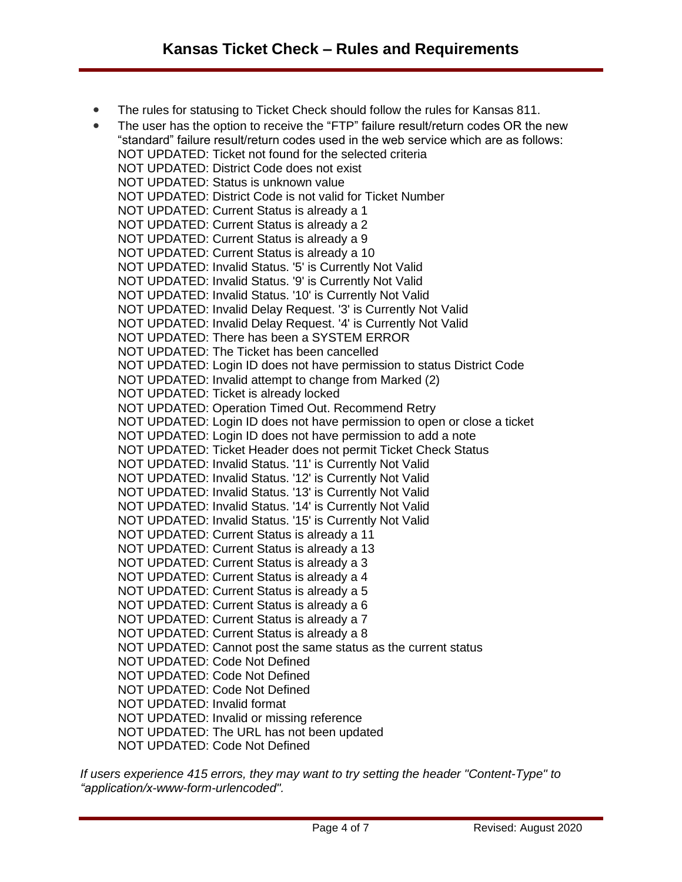# Kansas Ticket Check – Rules and Requirements

- The rules for statusing to Ticket Check should follow the rules for Kansas 811.
- The user has the option to receive the "FTP" failure result/return codes OR the new "standard" failure result/return codes used in the web service which are as follows:
  NOT UPDATED: Ticket not found for the selected criteria
  NOT UPDATED: District Code does not exist
  NOT UPDATED: Status is unknown value
  NOT UPDATED: District Code is not valid for Ticket Number
  NOT UPDATED: Current Status is already a 1
  NOT UPDATED: Current Status is already a 2
  NOT UPDATED: Current Status is already a 9
  NOT UPDATED: Current Status is already a 10
  NOT UPDATED: Invalid Status. '5' is Currently Not Valid
  NOT UPDATED: Invalid Status. '9' is Currently Not Valid
  NOT UPDATED: Invalid Status. '10' is Currently Not Valid
  NOT UPDATED: Invalid Delay Request. '3' is Currently Not Valid
  NOT UPDATED: Invalid Delay Request. '4' is Currently Not Valid
  NOT UPDATED: There has been a SYSTEM ERROR
  NOT UPDATED: The Ticket has been cancelled
  NOT UPDATED: Login ID does not have permission to status District Code
  NOT UPDATED: Invalid attempt to change from Marked (2)
  NOT UPDATED: Ticket is already locked
  NOT UPDATED: Operation Timed Out. Recommend Retry
  NOT UPDATED: Login ID does not have permission to open or close a ticket
  NOT UPDATED: Login ID does not have permission to add a note
  NOT UPDATED: Ticket Header does not permit Ticket Check Status
  NOT UPDATED: Invalid Status. '11' is Currently Not Valid
  NOT UPDATED: Invalid Status. '12' is Currently Not Valid
  NOT UPDATED: Invalid Status. '13' is Currently Not Valid
  NOT UPDATED: Invalid Status. '14' is Currently Not Valid
  NOT UPDATED: Invalid Status. '15' is Currently Not Valid
  NOT UPDATED: Current Status is already a 11
  NOT UPDATED: Current Status is already a 13
  NOT UPDATED: Current Status is already a 3
  NOT UPDATED: Current Status is already a 4
  NOT UPDATED: Current Status is already a 5
  NOT UPDATED: Current Status is already a 6
  NOT UPDATED: Current Status is already a 7
  NOT UPDATED: Current Status is already a 8
  NOT UPDATED: Cannot post the same status as the current status
  NOT UPDATED: Code Not Defined
  NOT UPDATED: Code Not Defined
  NOT UPDATED: Code Not Defined
  NOT UPDATED: Invalid format
  NOT UPDATED: Invalid or missing reference
  NOT UPDATED: The URL has not been updated
  NOT UPDATED: Code Not Defined

*If users experience 415 errors, they may want to try setting the header "Content-Type" to "application/x-www-form-urlencoded".*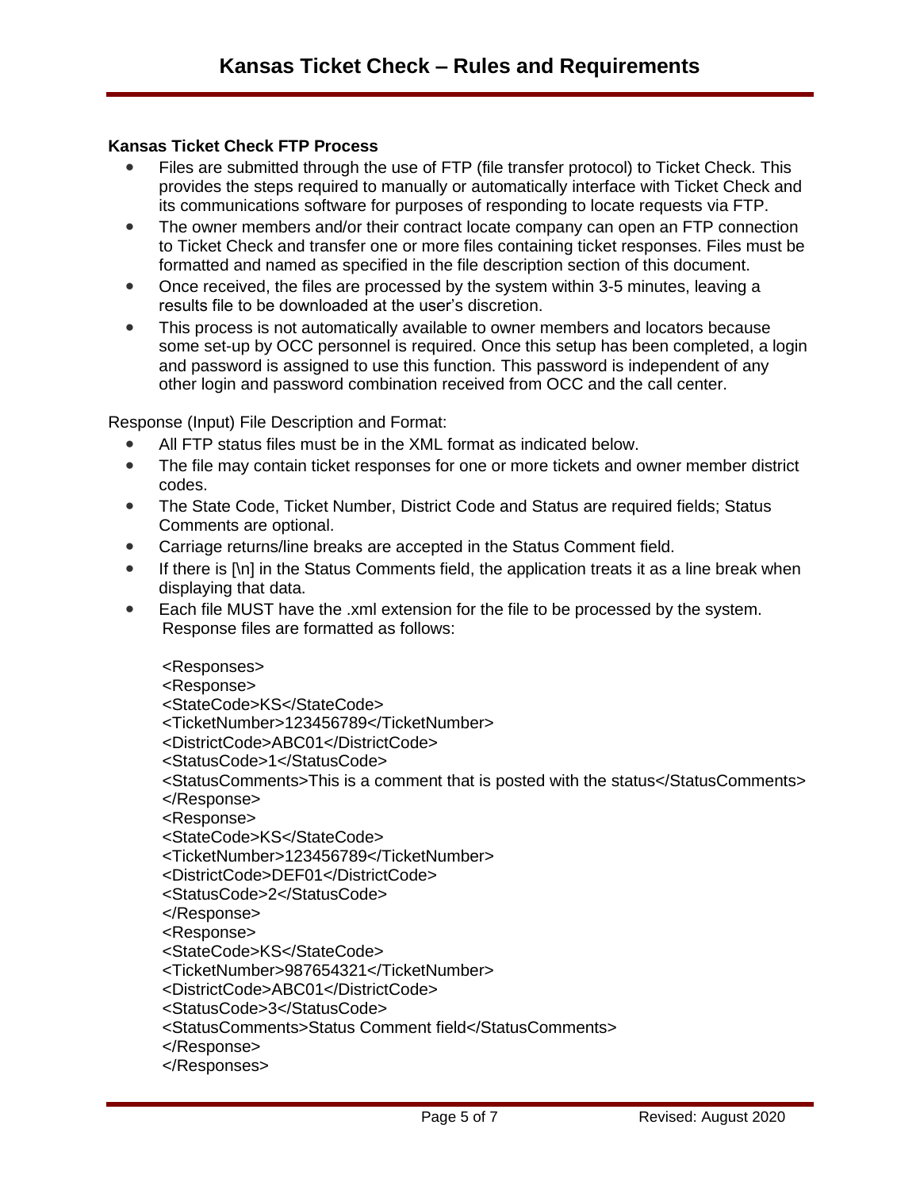# Kansas Ticket Check – Rules and Requirements

**Kansas Ticket Check FTP Process**

- Files are submitted through the use of FTP (file transfer protocol) to Ticket Check. This provides the steps required to manually or automatically interface with Ticket Check and its communications software for purposes of responding to locate requests via FTP.
- The owner members and/or their contract locate company can open an FTP connection to Ticket Check and transfer one or more files containing ticket responses. Files must be formatted and named as specified in the file description section of this document.
- Once received, the files are processed by the system within 3-5 minutes, leaving a results file to be downloaded at the user's discretion.
- This process is not automatically available to owner members and locators because some set-up by OCC personnel is required. Once this setup has been completed, a login and password is assigned to use this function. This password is independent of any other login and password combination received from OCC and the call center.

Response (Input) File Description and Format:

- All FTP status files must be in the XML format as indicated below.
- The file may contain ticket responses for one or more tickets and owner member district codes.
- The State Code, Ticket Number, District Code and Status are required fields; Status Comments are optional.
- Carriage returns/line breaks are accepted in the Status Comment field.
- If there is [\n] in the Status Comments field, the application treats it as a line break when displaying that data.
- Each file MUST have the .xml extension for the file to be processed by the system. Response files are formatted as follows:

```
<Responses>
<Response>
<StateCode>KS</StateCode>
<TicketNumber>123456789</TicketNumber>
<DistrictCode>ABC01</DistrictCode>
<StatusCode>1</StatusCode>
<StatusComments>This is a comment that is posted with the status</StatusComments>
</Response>
<Response>
<StateCode>KS</StateCode>
<TicketNumber>123456789</TicketNumber>
<DistrictCode>DEF01</DistrictCode>
<StatusCode>2</StatusCode>
</Response>
<Response>
<StateCode>KS</StateCode>
<TicketNumber>987654321</TicketNumber>
<DistrictCode>ABC01</DistrictCode>
<StatusCode>3</StatusCode>
<StatusComments>Status Comment field</StatusComments>
</Response>
</Responses>
```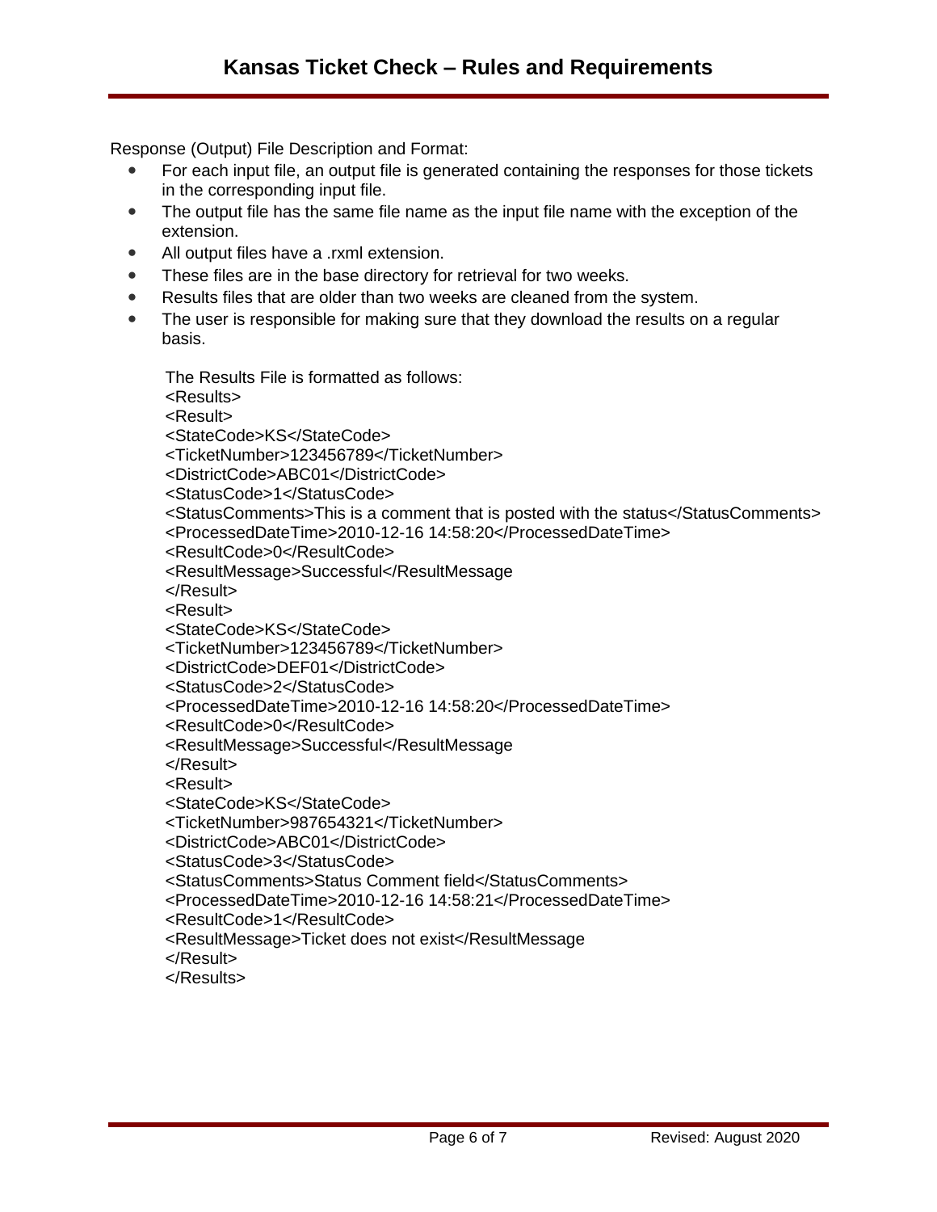Response (Output) File Description and Format:

- For each input file, an output file is generated containing the responses for those tickets in the corresponding input file.
- The output file has the same file name as the input file name with the exception of the extension.
- All output files have a .rxml extension.
- These files are in the base directory for retrieval for two weeks.
- Results files that are older than two weeks are cleaned from the system.
- The user is responsible for making sure that they download the results on a regular basis.

The Results File is formatted as follows:

```
<Results>
<Result>
<StateCode>KS</StateCode>
<TicketNumber>123456789</TicketNumber>
<DistrictCode>ABC01</DistrictCode>
<StatusCode>1</StatusCode>
<StatusComments>This is a comment that is posted with the status</StatusComments>
<ProcessedDateTime>2010-12-16 14:58:20</ProcessedDateTime>
<ResultCode>0</ResultCode>
<ResultMessage>Successful</ResultMessage
</Result>
<Result>
<StateCode>KS</StateCode>
<TicketNumber>123456789</TicketNumber>
<DistrictCode>DEF01</DistrictCode>
<StatusCode>2</StatusCode>
<ProcessedDateTime>2010-12-16 14:58:20</ProcessedDateTime>
<ResultCode>0</ResultCode>
<ResultMessage>Successful</ResultMessage
</Result>
<Result>
<StateCode>KS</StateCode>
<TicketNumber>987654321</TicketNumber>
<DistrictCode>ABC01</DistrictCode>
<StatusCode>3</StatusCode>
<StatusComments>Status Comment field</StatusComments>
<ProcessedDateTime>2010-12-16 14:58:21</ProcessedDateTime>
<ResultCode>1</ResultCode>
<ResultMessage>Ticket does not exist</ResultMessage
</Result>
</Results>
```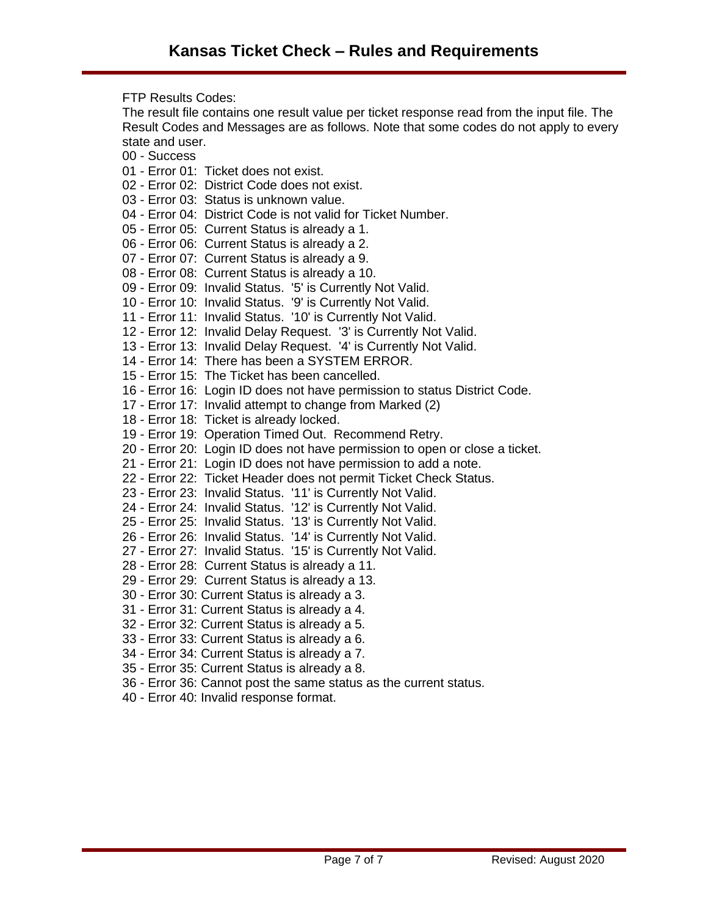FTP Results Codes:

The result file contains one result value per ticket response read from the input file. The Result Codes and Messages are as follows. Note that some codes do not apply to every state and user.

00 - Success
01 - Error 01: Ticket does not exist.
02 - Error 02: District Code does not exist.
03 - Error 03: Status is unknown value.
04 - Error 04: District Code is not valid for Ticket Number.
05 - Error 05: Current Status is already a 1.
06 - Error 06: Current Status is already a 2.
07 - Error 07: Current Status is already a 9.
08 - Error 08: Current Status is already a 10.
09 - Error 09: Invalid Status. '5' is Currently Not Valid.
10 - Error 10: Invalid Status. '9' is Currently Not Valid.
11 - Error 11: Invalid Status. '10' is Currently Not Valid.
12 - Error 12: Invalid Delay Request. '3' is Currently Not Valid.
13 - Error 13: Invalid Delay Request. '4' is Currently Not Valid.
14 - Error 14: There has been a SYSTEM ERROR.
15 - Error 15: The Ticket has been cancelled.
16 - Error 16: Login ID does not have permission to status District Code.
17 - Error 17: Invalid attempt to change from Marked (2)
18 - Error 18: Ticket is already locked.
19 - Error 19: Operation Timed Out. Recommend Retry.
20 - Error 20: Login ID does not have permission to open or close a ticket.
21 - Error 21: Login ID does not have permission to add a note.
22 - Error 22: Ticket Header does not permit Ticket Check Status.
23 - Error 23: Invalid Status. '11' is Currently Not Valid.
24 - Error 24: Invalid Status. '12' is Currently Not Valid.
25 - Error 25: Invalid Status. '13' is Currently Not Valid.
26 - Error 26: Invalid Status. '14' is Currently Not Valid.
27 - Error 27: Invalid Status. '15' is Currently Not Valid.
28 - Error 28: Current Status is already a 11.
29 - Error 29: Current Status is already a 13.
30 - Error 30: Current Status is already a 3.
31 - Error 31: Current Status is already a 4.
32 - Error 32: Current Status is already a 5.
33 - Error 33: Current Status is already a 6.
34 - Error 34: Current Status is already a 7.
35 - Error 35: Current Status is already a 8.
36 - Error 36: Cannot post the same status as the current status.
40 - Error 40: Invalid response format.